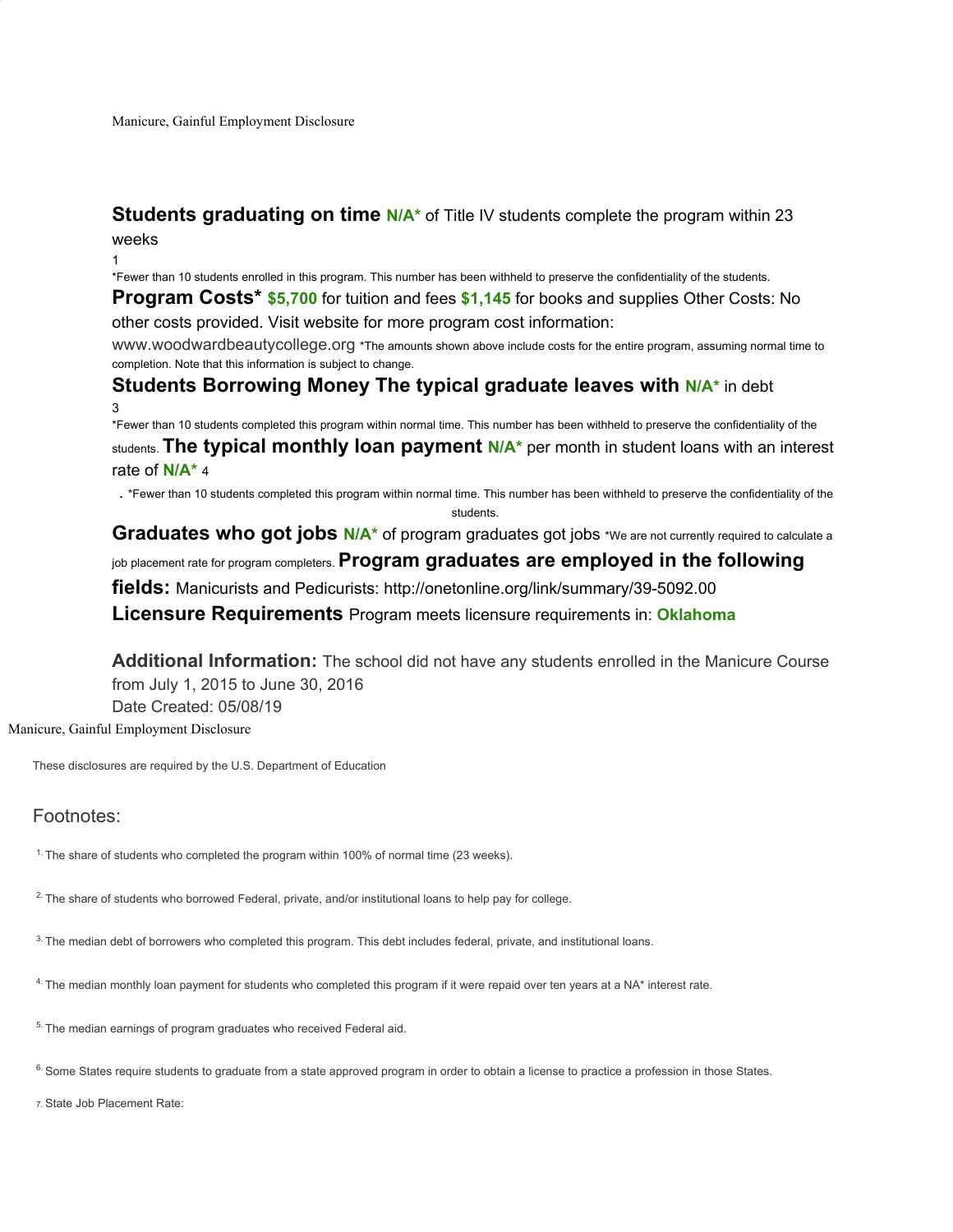Manicure, Gainful Employment Disclosure

**Students graduating on time** **N/A*** of Title IV students complete the program within 23 weeks [1]

*Fewer than 10 students enrolled in this program. This number has been withheld to preserve the confidentiality of the students.

**Program Costs*** **$5,700** for tuition and fees **$1,145** for books and supplies Other Costs: No other costs provided. Visit website for more program cost information: www.woodwardbeautycollege.org *The amounts shown above include costs for the entire program, assuming normal time to completion. Note that this information is subject to change.

**Students Borrowing Money The typical graduate leaves with** **N/A*** in debt [3]

*Fewer than 10 students completed this program within normal time. This number has been withheld to preserve the confidentiality of the students. **The typical monthly loan payment** **N/A*** per month in student loans with an interest rate of **N/A*** [4]

. *Fewer than 10 students completed this program within normal time. This number has been withheld to preserve the confidentiality of the students.

**Graduates who got jobs** **N/A*** of program graduates got jobs *We are not currently required to calculate a job placement rate for program completers. **Program graduates are employed in the following fields:** Manicurists and Pedicurists: http://onetonline.org/link/summary/39-5092.00

**Licensure Requirements** Program meets licensure requirements in: **Oklahoma**

**Additional Information:** The school did not have any students enrolled in the Manicure Course from July 1, 2015 to June 30, 2016

Date Created: 05/08/19

Manicure, Gainful Employment Disclosure

These disclosures are required by the U.S. Department of Education

## Footnotes:

1. The share of students who completed the program within 100% of normal time (23 weeks).

2. The share of students who borrowed Federal, private, and/or institutional loans to help pay for college.

3. The median debt of borrowers who completed this program. This debt includes federal, private, and institutional loans.

4. The median monthly loan payment for students who completed this program if it were repaid over ten years at a NA* interest rate.

5. The median earnings of program graduates who received Federal aid.

6. Some States require students to graduate from a state approved program in order to obtain a license to practice a profession in those States.

7. State Job Placement Rate: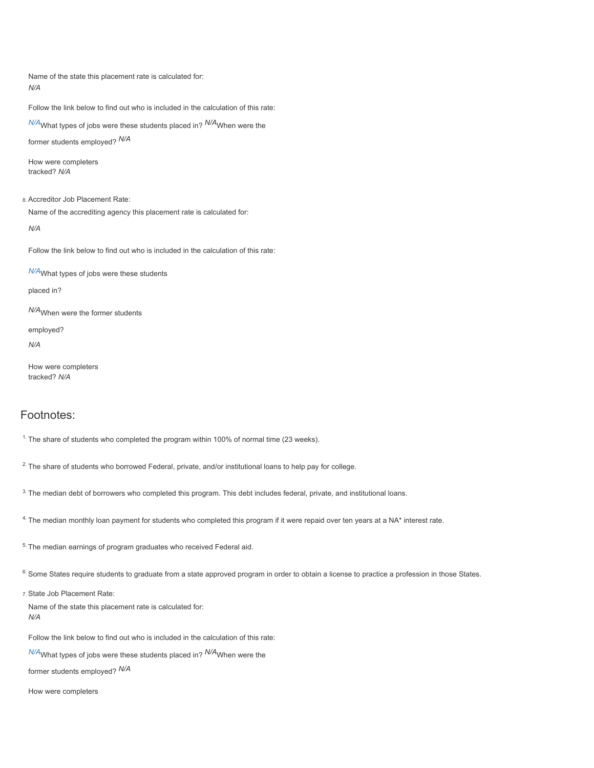Name of the state this placement rate is calculated for:
*N/A*

Follow the link below to find out who is included in the calculation of this rate:

*N/A* What types of jobs were these students placed in? *N/A* When were the former students employed? *N/A*

How were completers tracked? *N/A*

8. Accreditor Job Placement Rate:

Name of the accrediting agency this placement rate is calculated for:

*N/A*

Follow the link below to find out who is included in the calculation of this rate:

*N/A* What types of jobs were these students placed in?

*N/A* When were the former students employed?

*N/A*

How were completers tracked? *N/A*

## Footnotes:

[1] The share of students who completed the program within 100% of normal time (23 weeks).

[2] The share of students who borrowed Federal, private, and/or institutional loans to help pay for college.

[3] The median debt of borrowers who completed this program. This debt includes federal, private, and institutional loans.

[4] The median monthly loan payment for students who completed this program if it were repaid over ten years at a NA* interest rate.

[5] The median earnings of program graduates who received Federal aid.

[6] Some States require students to graduate from a state approved program in order to obtain a license to practice a profession in those States.

7. State Job Placement Rate:

Name of the state this placement rate is calculated for:
*N/A*

Follow the link below to find out who is included in the calculation of this rate:

*N/A* What types of jobs were these students placed in? *N/A* When were the former students employed? *N/A*

How were completers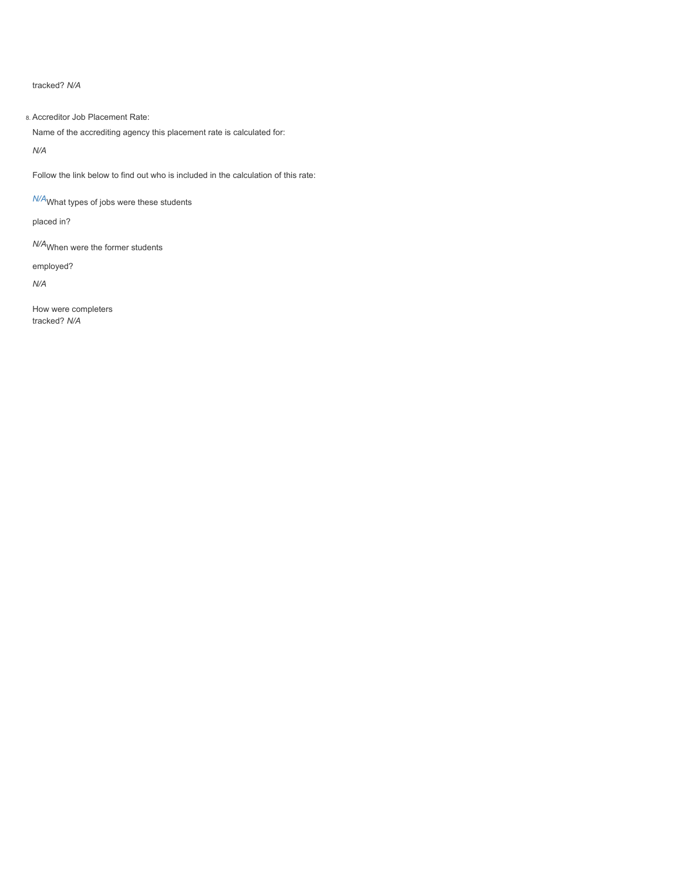tracked? *N/A*

8. Accreditor Job Placement Rate:

Name of the accrediting agency this placement rate is calculated for:

*N/A*

Follow the link below to find out who is included in the calculation of this rate:

*N/A*

What types of jobs were these students placed in?

*N/A*

When were the former students employed?

*N/A*

How were completers tracked? *N/A*